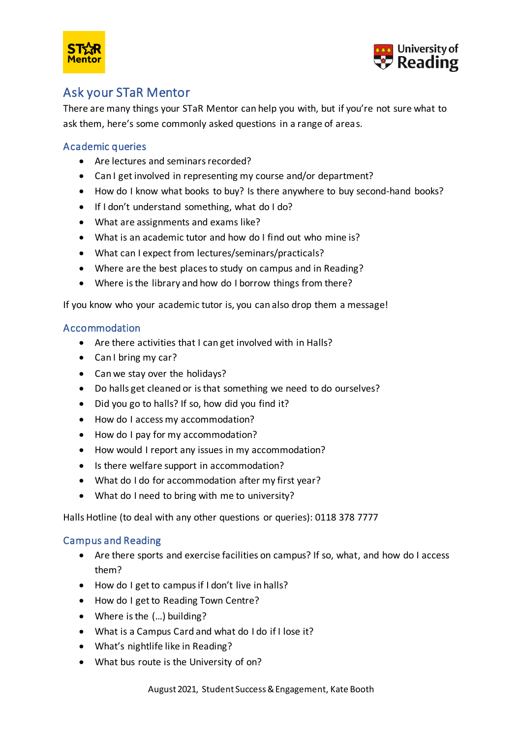# Ask your STaR Mentor

There are many things your STaR Mentor can help you with, but if you're not sure what to ask them, here's some commonly asked questions in a range of areas.

## Academic queries

- Are lectures and seminars recorded?
- Can I get involved in representing my course and/or department?
- How do I know what books to buy? Is there anywhere to buy second-hand books?
- If I don't understand something, what do I do?
- What are assignments and exams like?
- What is an academic tutor and how do I find out who mine is?
- What can I expect from lectures/seminars/practicals?
- Where are the best places to study on campus and in Reading?
- Where is the library and how do I borrow things from there?

If you know who your academic tutor is, you can also drop them a message!

## Accommodation

- Are there activities that I can get involved with in Halls?
- Can I bring my car?
- Can we stay over the holidays?
- Do halls get cleaned or is that something we need to do ourselves?
- Did you go to halls? If so, how did you find it?
- How do I access my accommodation?
- How do I pay for my accommodation?
- How would I report any issues in my accommodation?
- Is there welfare support in accommodation?
- What do I do for accommodation after my first year?
- What do I need to bring with me to university?

Halls Hotline (to deal with any other questions or queries): 0118 378 7777

## Campus and Reading

- Are there sports and exercise facilities on campus? If so, what, and how do I access them?
- How do I get to campus if I don't live in halls?
- How do I get to Reading Town Centre?
- Where is the (…) building?
- What is a Campus Card and what do I do if I lose it?
- What's nightlife like in Reading?
- What bus route is the University of on?

August 2021, Student Success & Engagement, Kate Booth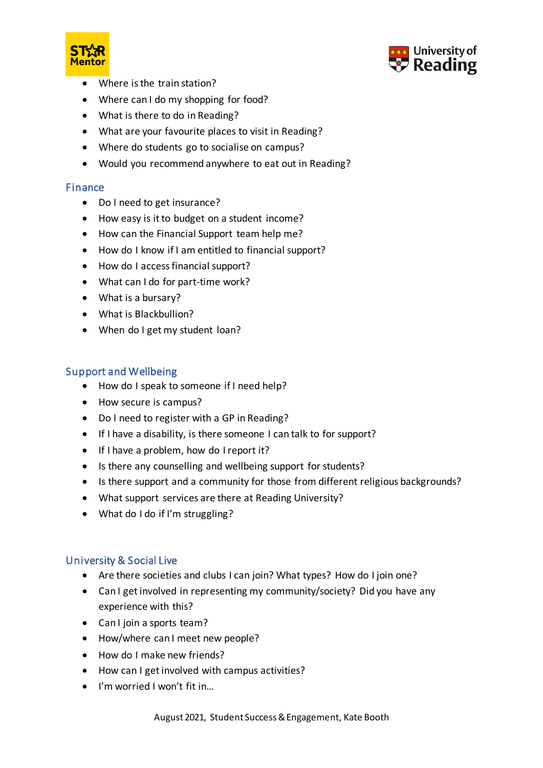- Where is the train station?
- Where can I do my shopping for food?
- What is there to do in Reading?
- What are your favourite places to visit in Reading?
- Where do students go to socialise on campus?
- Would you recommend anywhere to eat out in Reading?

## Finance

- Do I need to get insurance?
- How easy is it to budget on a student income?
- How can the Financial Support team help me?
- How do I know if I am entitled to financial support?
- How do I access financial support?
- What can I do for part-time work?
- What is a bursary?
- What is Blackbullion?
- When do I get my student loan?

## Support and Wellbeing

- How do I speak to someone if I need help?
- How secure is campus?
- Do I need to register with a GP in Reading?
- If I have a disability, is there someone I can talk to for support?
- If I have a problem, how do I report it?
- Is there any counselling and wellbeing support for students?
- Is there support and a community for those from different religious backgrounds?
- What support services are there at Reading University?
- What do I do if I'm struggling?

## University & Social Live

- Are there societies and clubs I can join? What types? How do I join one?
- Can I get involved in representing my community/society? Did you have any experience with this?
- Can I join a sports team?
- How/where can I meet new people?
- How do I make new friends?
- How can I get involved with campus activities?
- I'm worried I won't fit in…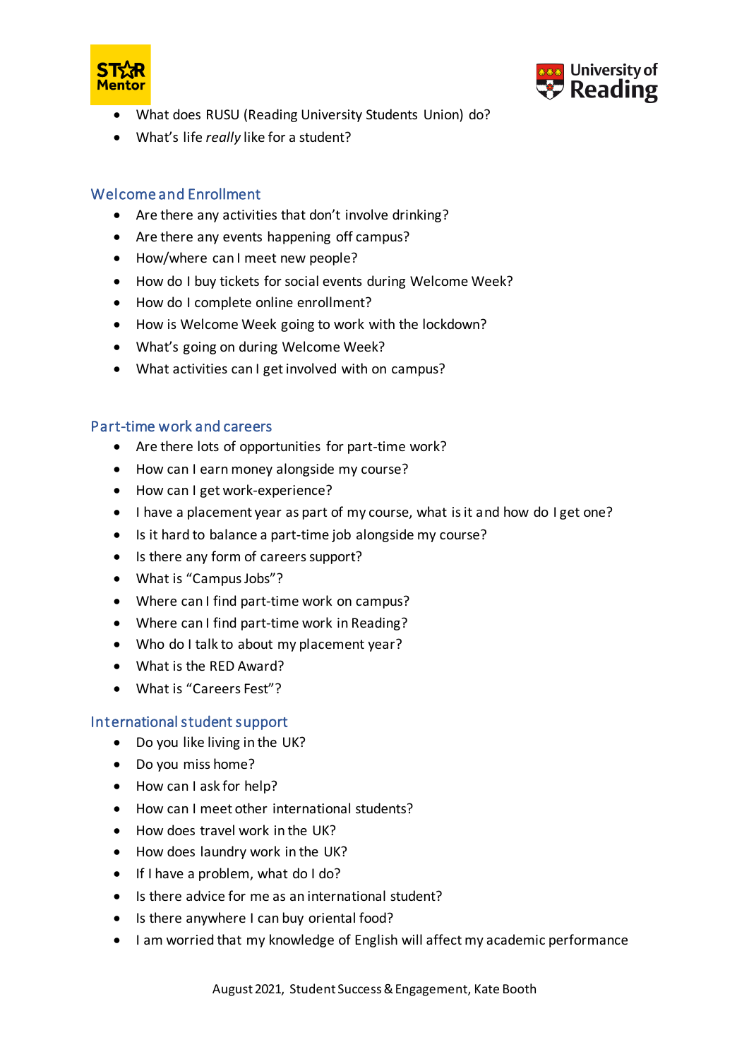- What does RUSU (Reading University Students Union) do?
- What's life *really* like for a student?

## Welcome and Enrollment

- Are there any activities that don't involve drinking?
- Are there any events happening off campus?
- How/where can I meet new people?
- How do I buy tickets for social events during Welcome Week?
- How do I complete online enrollment?
- How is Welcome Week going to work with the lockdown?
- What's going on during Welcome Week?
- What activities can I get involved with on campus?

## Part-time work and careers

- Are there lots of opportunities for part-time work?
- How can I earn money alongside my course?
- How can I get work-experience?
- I have a placement year as part of my course, what is it and how do I get one?
- Is it hard to balance a part-time job alongside my course?
- Is there any form of careers support?
- What is "Campus Jobs"?
- Where can I find part-time work on campus?
- Where can I find part-time work in Reading?
- Who do I talk to about my placement year?
- What is the RED Award?
- What is "Careers Fest"?

## International student support

- Do you like living in the UK?
- Do you miss home?
- How can I ask for help?
- How can I meet other international students?
- How does travel work in the UK?
- How does laundry work in the UK?
- If I have a problem, what do I do?
- Is there advice for me as an international student?
- Is there anywhere I can buy oriental food?
- I am worried that my knowledge of English will affect my academic performance

August 2021, Student Success & Engagement, Kate Booth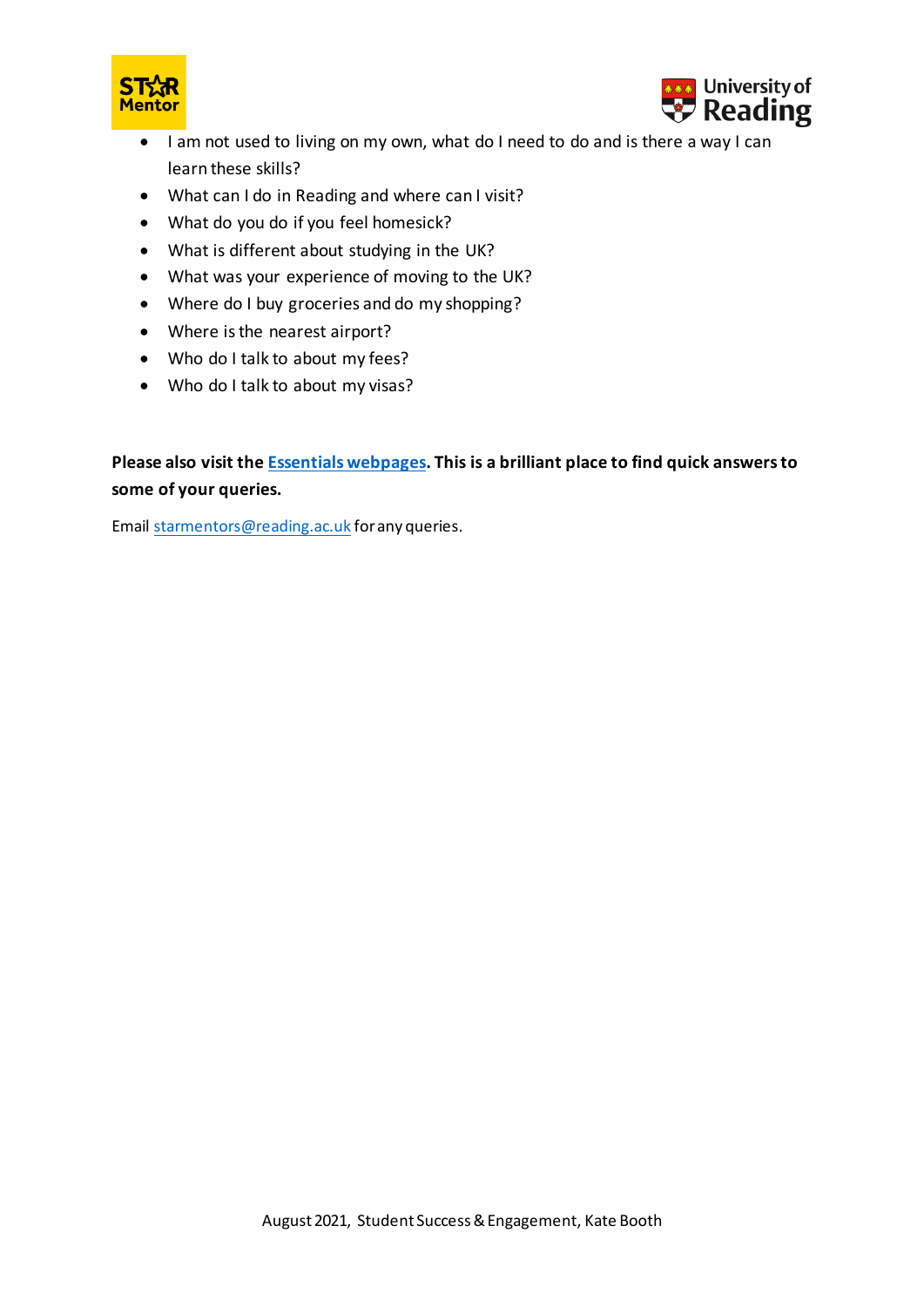- I am not used to living on my own, what do I need to do and is there a way I can learn these skills?
- What can I do in Reading and where can I visit?
- What do you do if you feel homesick?
- What is different about studying in the UK?
- What was your experience of moving to the UK?
- Where do I buy groceries and do my shopping?
- Where is the nearest airport?
- Who do I talk to about my fees?
- Who do I talk to about my visas?

**Please also visit the Essentials webpages. This is a brilliant place to find quick answers to some of your queries.**

Email starmentors@reading.ac.uk for any queries.

August 2021, Student Success & Engagement, Kate Booth